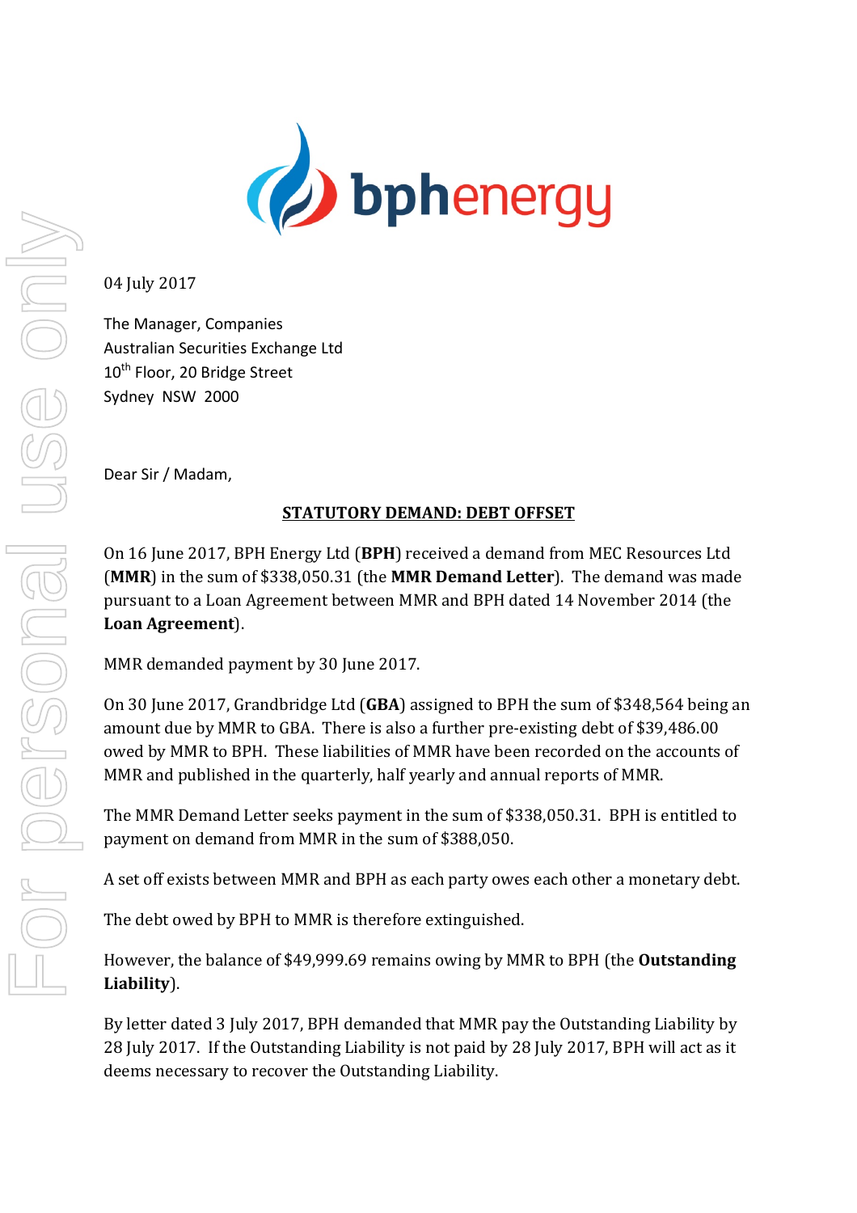04 July 2017

The Manager, Companies
Australian Securities Exchange Ltd
10th Floor, 20 Bridge Street
Sydney NSW 2000

Dear Sir / Madam,

## STATUTORY DEMAND: DEBT OFFSET

On 16 June 2017, BPH Energy Ltd (**BPH**) received a demand from MEC Resources Ltd (**MMR**) in the sum of $338,050.31 (the **MMR Demand Letter**). The demand was made pursuant to a Loan Agreement between MMR and BPH dated 14 November 2014 (the **Loan Agreement**).

MMR demanded payment by 30 June 2017.

On 30 June 2017, Grandbridge Ltd (**GBA**) assigned to BPH the sum of $348,564 being an amount due by MMR to GBA. There is also a further pre-existing debt of $39,486.00 owed by MMR to BPH. These liabilities of MMR have been recorded on the accounts of MMR and published in the quarterly, half yearly and annual reports of MMR.

The MMR Demand Letter seeks payment in the sum of $338,050.31. BPH is entitled to payment on demand from MMR in the sum of $388,050.

A set off exists between MMR and BPH as each party owes each other a monetary debt.

The debt owed by BPH to MMR is therefore extinguished.

However, the balance of $49,999.69 remains owing by MMR to BPH (the **Outstanding Liability**).

By letter dated 3 July 2017, BPH demanded that MMR pay the Outstanding Liability by 28 July 2017. If the Outstanding Liability is not paid by 28 July 2017, BPH will act as it deems necessary to recover the Outstanding Liability.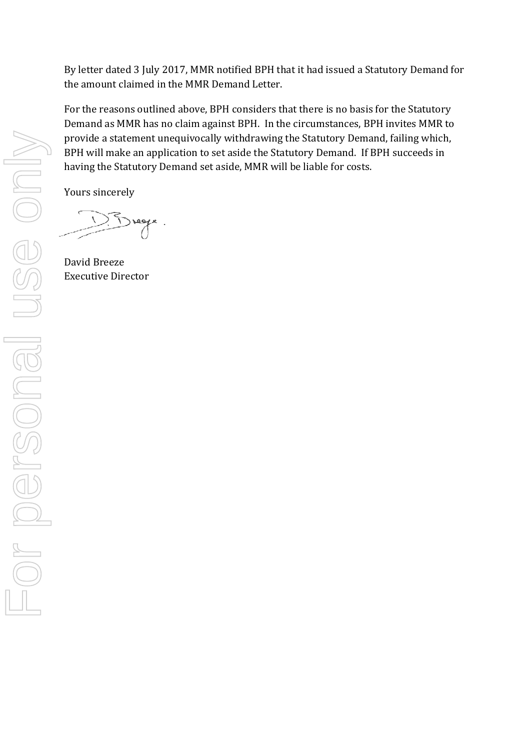By letter dated 3 July 2017, MMR notified BPH that it had issued a Statutory Demand for the amount claimed in the MMR Demand Letter.

For the reasons outlined above, BPH considers that there is no basis for the Statutory Demand as MMR has no claim against BPH. In the circumstances, BPH invites MMR to provide a statement unequivocally withdrawing the Statutory Demand, failing which, BPH will make an application to set aside the Statutory Demand. If BPH succeeds in having the Statutory Demand set aside, MMR will be liable for costs.

Yours sincerely

David Breeze
Executive Director